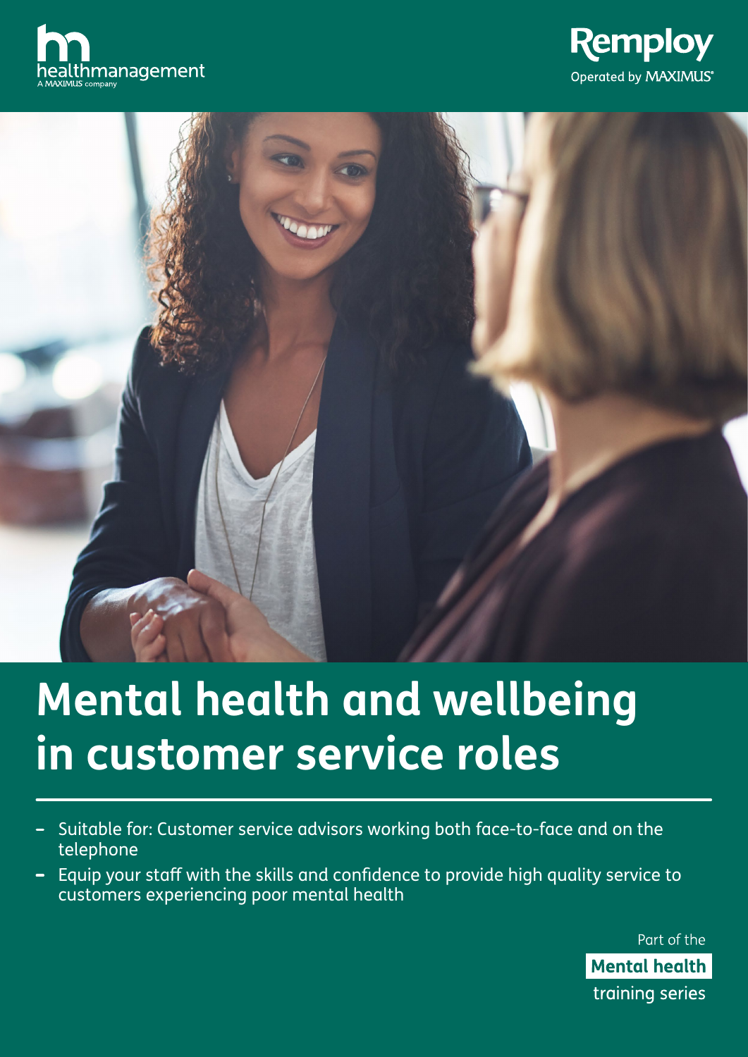healthmanagement
A MAXIMUS company

Remploy
Operated by MAXIMUS

# Mental health and wellbeing in customer service roles

- Suitable for: Customer service advisors working both face-to-face and on the telephone
- Equip your staff with the skills and confidence to provide high quality service to customers experiencing poor mental health

Part of the **Mental health** training series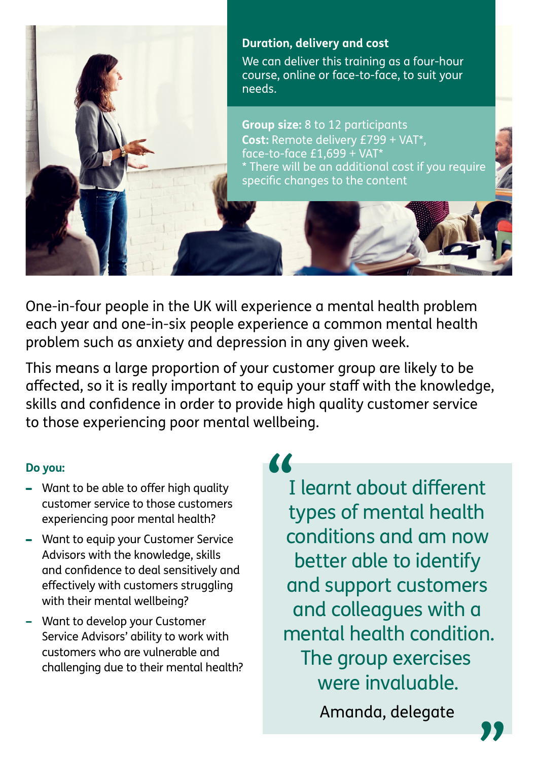**Duration, delivery and cost**

We can deliver this training as a four-hour course, online or face-to-face, to suit your needs.

**Group size:** 8 to 12 participants
**Cost:** Remote delivery £799 + VAT*, face-to-face £1,699 + VAT*
* There will be an additional cost if you require specific changes to the content

One-in-four people in the UK will experience a mental health problem each year and one-in-six people experience a common mental health problem such as anxiety and depression in any given week.

This means a large proportion of your customer group are likely to be affected, so it is really important to equip your staff with the knowledge, skills and confidence in order to provide high quality customer service to those experiencing poor mental wellbeing.

**Do you:**

- Want to be able to offer high quality customer service to those customers experiencing poor mental health?
- Want to equip your Customer Service Advisors with the knowledge, skills and confidence to deal sensitively and effectively with customers struggling with their mental wellbeing?
- Want to develop your Customer Service Advisors' ability to work with customers who are vulnerable and challenging due to their mental health?

> "I learnt about different types of mental health conditions and am now better able to identify and support customers and colleagues with a mental health condition. The group exercises were invaluable."
>
> Amanda, delegate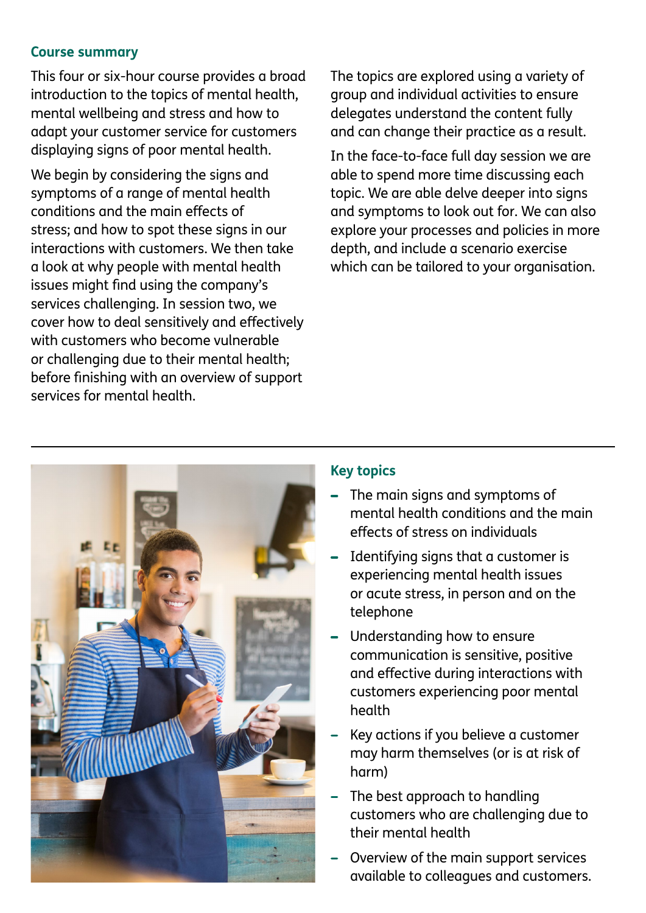## Course summary

This four or six-hour course provides a broad introduction to the topics of mental health, mental wellbeing and stress and how to adapt your customer service for customers displaying signs of poor mental health.

We begin by considering the signs and symptoms of a range of mental health conditions and the main effects of stress; and how to spot these signs in our interactions with customers. We then take a look at why people with mental health issues might find using the company's services challenging. In session two, we cover how to deal sensitively and effectively with customers who become vulnerable or challenging due to their mental health; before finishing with an overview of support services for mental health.

The topics are explored using a variety of group and individual activities to ensure delegates understand the content fully and can change their practice as a result.

In the face-to-face full day session we are able to spend more time discussing each topic. We are able delve deeper into signs and symptoms to look out for. We can also explore your processes and policies in more depth, and include a scenario exercise which can be tailored to your organisation.

## Key topics

- The main signs and symptoms of mental health conditions and the main effects of stress on individuals
- Identifying signs that a customer is experiencing mental health issues or acute stress, in person and on the telephone
- Understanding how to ensure communication is sensitive, positive and effective during interactions with customers experiencing poor mental health
- Key actions if you believe a customer may harm themselves (or is at risk of harm)
- The best approach to handling customers who are challenging due to their mental health
- Overview of the main support services available to colleagues and customers.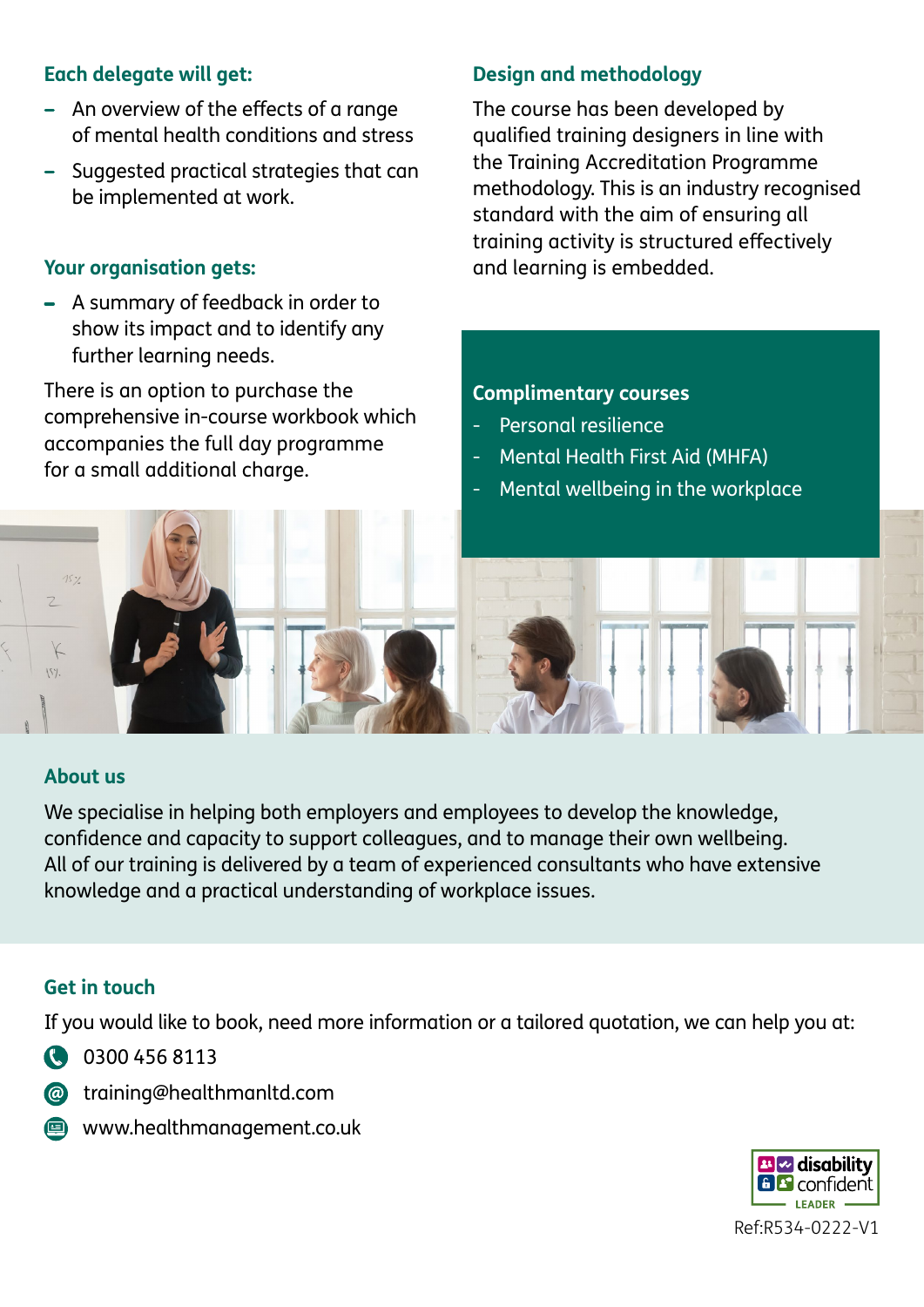### Each delegate will get:

- An overview of the effects of a range of mental health conditions and stress
- Suggested practical strategies that can be implemented at work.

### Your organisation gets:

- A summary of feedback in order to show its impact and to identify any further learning needs.

There is an option to purchase the comprehensive in-course workbook which accompanies the full day programme for a small additional charge.

### Design and methodology

The course has been developed by qualified training designers in line with the Training Accreditation Programme methodology. This is an industry recognised standard with the aim of ensuring all training activity is structured effectively and learning is embedded.

### Complimentary courses

- Personal resilience
- Mental Health First Aid (MHFA)
- Mental wellbeing in the workplace

### About us

We specialise in helping both employers and employees to develop the knowledge, confidence and capacity to support colleagues, and to manage their own wellbeing. All of our training is delivered by a team of experienced consultants who have extensive knowledge and a practical understanding of workplace issues.

### Get in touch

If you would like to book, need more information or a tailored quotation, we can help you at:

- 0300 456 8113
- training@healthmanltd.com
- www.healthmanagement.co.uk

disability confident LEADER

Ref:R534-0222-V1